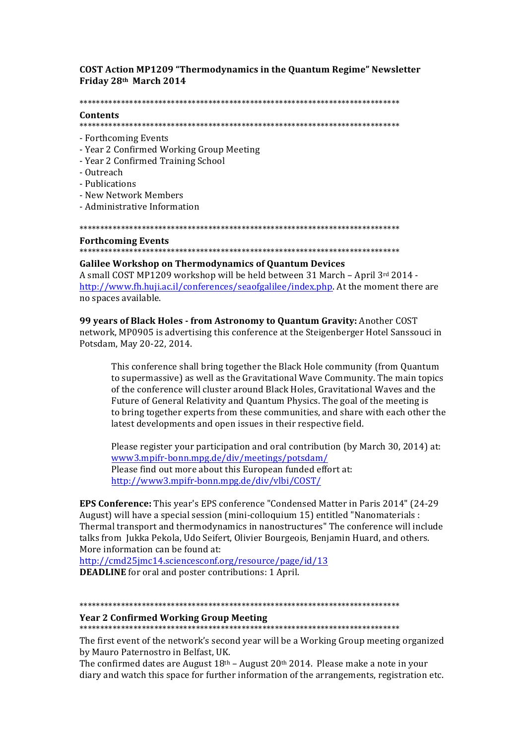**COST Action MP1209 "Thermodynamics in the Quantum Regime" Newsletter**
**Friday 28th March 2014**

*******************************************************************************

## Contents

*******************************************************************************

- Forthcoming Events
- Year 2 Confirmed Working Group Meeting
- Year 2 Confirmed Training School
- Outreach
- Publications
- New Network Members
- Administrative Information

*******************************************************************************

## Forthcoming Events

*******************************************************************************

**Galilee Workshop on Thermodynamics of Quantum Devices**
A small COST MP1209 workshop will be held between 31 March – April 3rd 2014 - http://www.fh.huji.ac.il/conferences/seaofgalilee/index.php. At the moment there are no spaces available.

**99 years of Black Holes - from Astronomy to Quantum Gravity:** Another COST network, MP0905 is advertising this conference at the Steigenberger Hotel Sanssouci in Potsdam, May 20-22, 2014.

> This conference shall bring together the Black Hole community (from Quantum to supermassive) as well as the Gravitational Wave Community. The main topics of the conference will cluster around Black Holes, Gravitational Waves and the Future of General Relativity and Quantum Physics. The goal of the meeting is to bring together experts from these communities, and share with each other the latest developments and open issues in their respective field.
>
> Please register your participation and oral contribution (by March 30, 2014) at: www3.mpifr-bonn.mpg.de/div/meetings/potsdam/
> Please find out more about this European funded effort at: http://www3.mpifr-bonn.mpg.de/div/vlbi/COST/

**EPS Conference:** This year's EPS conference "Condensed Matter in Paris 2014" (24-29 August) will have a special session (mini-colloquium 15) entitled "Nanomaterials : Thermal transport and thermodynamics in nanostructures" The conference will include talks from Jukka Pekola, Udo Seifert, Olivier Bourgeois, Benjamin Huard, and others. More information can be found at:
http://cmd25jmc14.sciencesconf.org/resource/page/id/13
**DEADLINE** for oral and poster contributions: 1 April.

*******************************************************************************

## Year 2 Confirmed Working Group Meeting

*******************************************************************************

The first event of the network's second year will be a Working Group meeting organized by Mauro Paternostro in Belfast, UK.
The confirmed dates are August 18th – August 20th 2014. Please make a note in your diary and watch this space for further information of the arrangements, registration etc.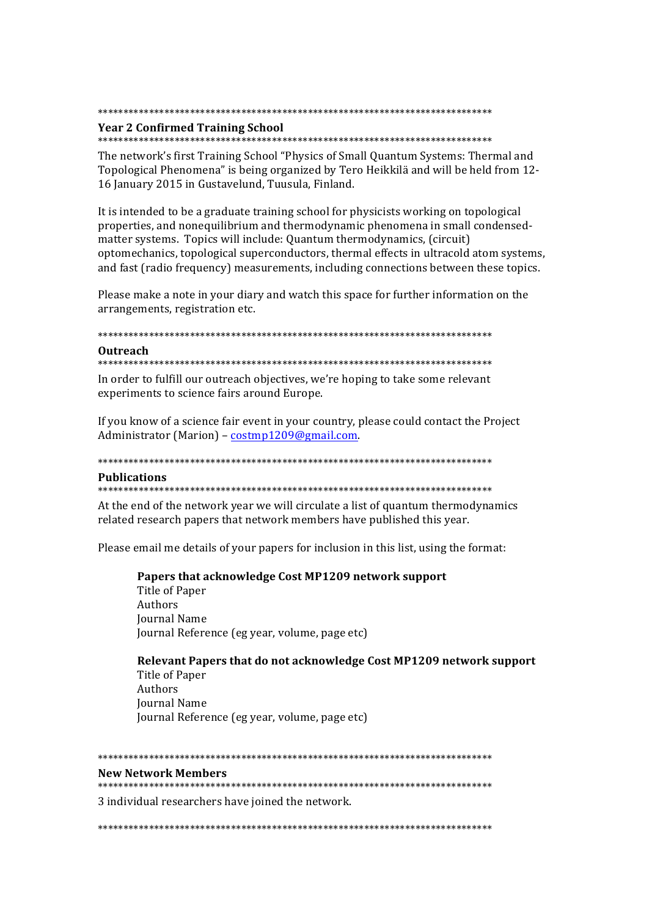*******************************************************************************

## Year 2 Confirmed Training School

*******************************************************************************

The network's first Training School "Physics of Small Quantum Systems: Thermal and Topological Phenomena" is being organized by Tero Heikkilä and will be held from 12-16 January 2015 in Gustavelund, Tuusula, Finland.

It is intended to be a graduate training school for physicists working on topological properties, and nonequilibrium and thermodynamic phenomena in small condensed-matter systems. Topics will include: Quantum thermodynamics, (circuit) optomechanics, topological superconductors, thermal effects in ultracold atom systems, and fast (radio frequency) measurements, including connections between these topics.

Please make a note in your diary and watch this space for further information on the arrangements, registration etc.

*******************************************************************************

## Outreach

*******************************************************************************

In order to fulfill our outreach objectives, we're hoping to take some relevant experiments to science fairs around Europe.

If you know of a science fair event in your country, please could contact the Project Administrator (Marion) – costmp1209@gmail.com.

*******************************************************************************

## Publications

*******************************************************************************

At the end of the network year we will circulate a list of quantum thermodynamics related research papers that network members have published this year.

Please email me details of your papers for inclusion in this list, using the format:

> **Papers that acknowledge Cost MP1209 network support**
> Title of Paper
> Authors
> Journal Name
> Journal Reference (eg year, volume, page etc)
>
> **Relevant Papers that do not acknowledge Cost MP1209 network support**
> Title of Paper
> Authors
> Journal Name
> Journal Reference (eg year, volume, page etc)

*******************************************************************************

## New Network Members

*******************************************************************************

3 individual researchers have joined the network.

*******************************************************************************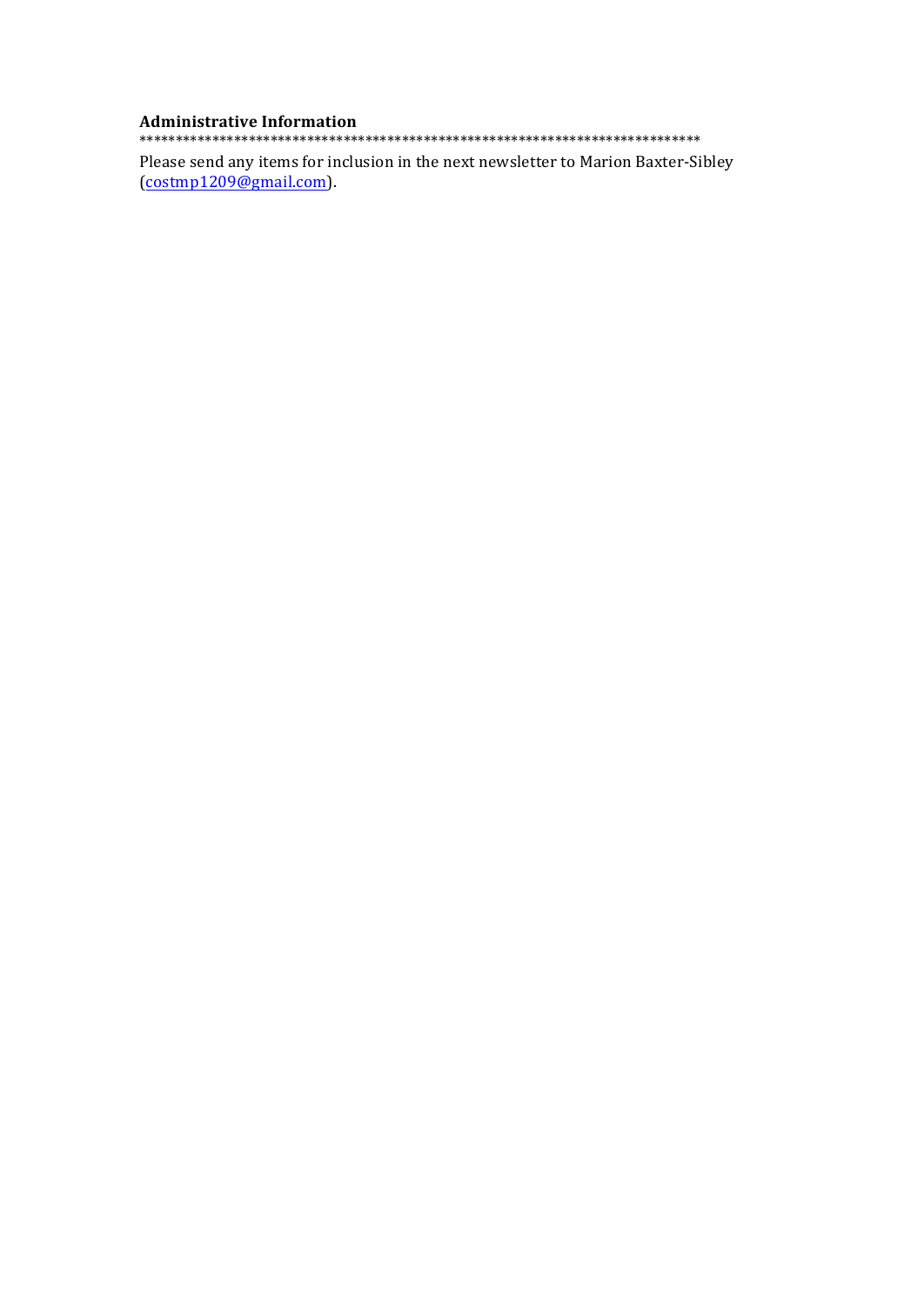**Administrative Information**

****************************************************************************

Please send any items for inclusion in the next newsletter to Marion Baxter-Sibley (costmp1209@gmail.com).